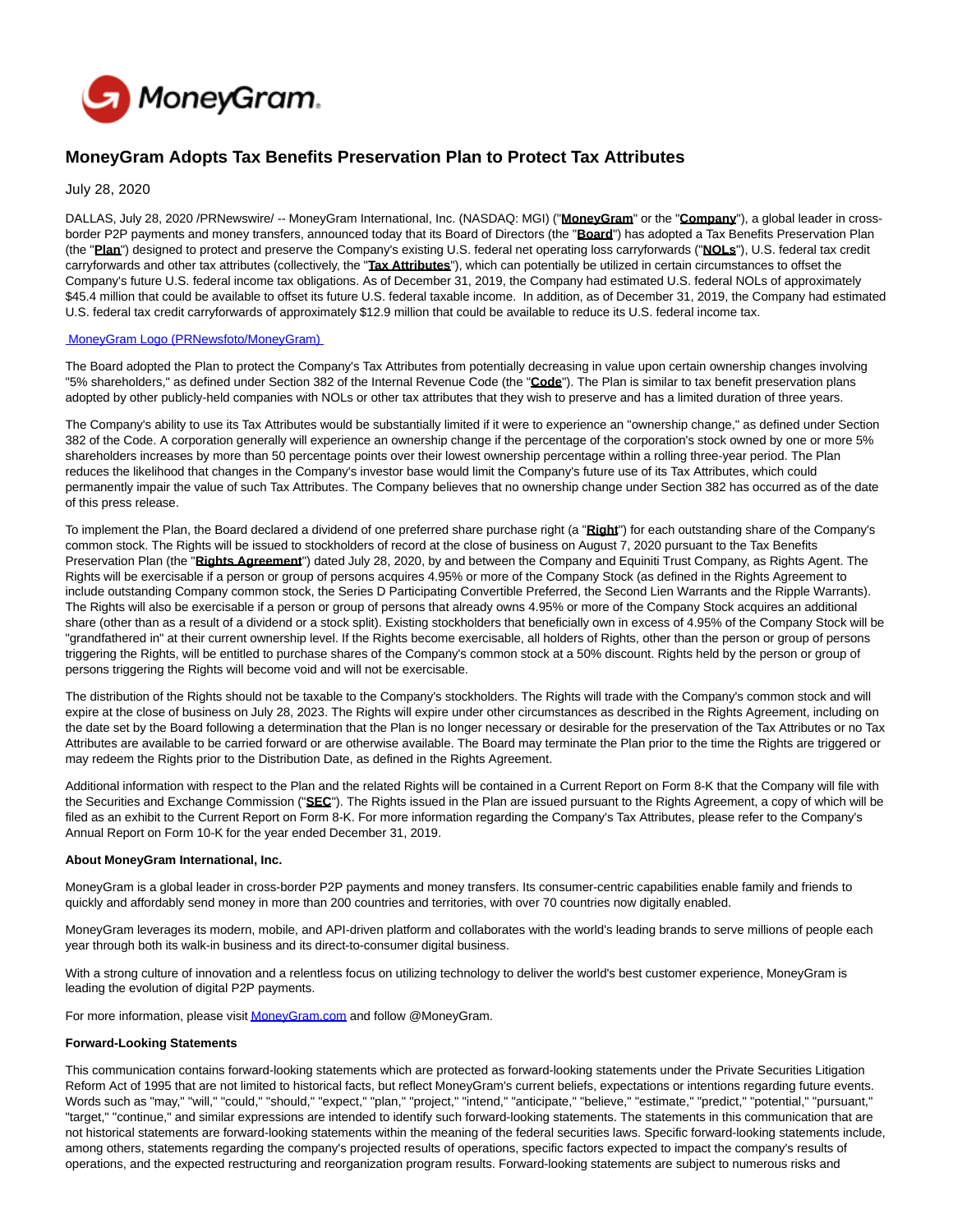# MoneyGram Adopts Tax Benefits Preservation Plan to Protect Tax Attributes

July 28, 2020

DALLAS, July 28, 2020 /PRNewswire/ -- MoneyGram International, Inc. (NASDAQ: MGI) ("**MoneyGram**" or the "**Company**"), a global leader in cross-border P2P payments and money transfers, announced today that its Board of Directors (the "**Board**") has adopted a Tax Benefits Preservation Plan (the "**Plan**") designed to protect and preserve the Company's existing U.S. federal net operating loss carryforwards ("**NOLs**"), U.S. federal tax credit carryforwards and other tax attributes (collectively, the "**Tax Attributes**"), which can potentially be utilized in certain circumstances to offset the Company's future U.S. federal income tax obligations. As of December 31, 2019, the Company had estimated U.S. federal NOLs of approximately $45.4 million that could be available to offset its future U.S. federal taxable income. In addition, as of December 31, 2019, the Company had estimated U.S. federal tax credit carryforwards of approximately $12.9 million that could be available to reduce its U.S. federal income tax.

MoneyGram Logo (PRNewsfoto/MoneyGram)

The Board adopted the Plan to protect the Company's Tax Attributes from potentially decreasing in value upon certain ownership changes involving "5% shareholders," as defined under Section 382 of the Internal Revenue Code (the "**Code**"). The Plan is similar to tax benefit preservation plans adopted by other publicly-held companies with NOLs or other tax attributes that they wish to preserve and has a limited duration of three years.

The Company's ability to use its Tax Attributes would be substantially limited if it were to experience an "ownership change," as defined under Section 382 of the Code. A corporation generally will experience an ownership change if the percentage of the corporation's stock owned by one or more 5% shareholders increases by more than 50 percentage points over their lowest ownership percentage within a rolling three-year period. The Plan reduces the likelihood that changes in the Company's investor base would limit the Company's future use of its Tax Attributes, which could permanently impair the value of such Tax Attributes. The Company believes that no ownership change under Section 382 has occurred as of the date of this press release.

To implement the Plan, the Board declared a dividend of one preferred share purchase right (a "**Right**") for each outstanding share of the Company's common stock. The Rights will be issued to stockholders of record at the close of business on August 7, 2020 pursuant to the Tax Benefits Preservation Plan (the "**Rights Agreement**") dated July 28, 2020, by and between the Company and Equiniti Trust Company, as Rights Agent. The Rights will be exercisable if a person or group of persons acquires 4.95% or more of the Company Stock (as defined in the Rights Agreement to include outstanding Company common stock, the Series D Participating Convertible Preferred, the Second Lien Warrants and the Ripple Warrants). The Rights will also be exercisable if a person or group of persons that already owns 4.95% or more of the Company Stock acquires an additional share (other than as a result of a dividend or a stock split). Existing stockholders that beneficially own in excess of 4.95% of the Company Stock will be "grandfathered in" at their current ownership level. If the Rights become exercisable, all holders of Rights, other than the person or group of persons triggering the Rights, will be entitled to purchase shares of the Company's common stock at a 50% discount. Rights held by the person or group of persons triggering the Rights will become void and will not be exercisable.

The distribution of the Rights should not be taxable to the Company's stockholders. The Rights will trade with the Company's common stock and will expire at the close of business on July 28, 2023. The Rights will expire under other circumstances as described in the Rights Agreement, including on the date set by the Board following a determination that the Plan is no longer necessary or desirable for the preservation of the Tax Attributes or no Tax Attributes are available to be carried forward or are otherwise available. The Board may terminate the Plan prior to the time the Rights are triggered or may redeem the Rights prior to the Distribution Date, as defined in the Rights Agreement.

Additional information with respect to the Plan and the related Rights will be contained in a Current Report on Form 8-K that the Company will file with the Securities and Exchange Commission ("**SEC**"). The Rights issued in the Plan are issued pursuant to the Rights Agreement, a copy of which will be filed as an exhibit to the Current Report on Form 8-K. For more information regarding the Company's Tax Attributes, please refer to the Company's Annual Report on Form 10-K for the year ended December 31, 2019.

**About MoneyGram International, Inc.**

MoneyGram is a global leader in cross-border P2P payments and money transfers. Its consumer-centric capabilities enable family and friends to quickly and affordably send money in more than 200 countries and territories, with over 70 countries now digitally enabled.

MoneyGram leverages its modern, mobile, and API-driven platform and collaborates with the world's leading brands to serve millions of people each year through both its walk-in business and its direct-to-consumer digital business.

With a strong culture of innovation and a relentless focus on utilizing technology to deliver the world's best customer experience, MoneyGram is leading the evolution of digital P2P payments.

For more information, please visit MoneyGram.com and follow @MoneyGram.

**Forward-Looking Statements**

This communication contains forward-looking statements which are protected as forward-looking statements under the Private Securities Litigation Reform Act of 1995 that are not limited to historical facts, but reflect MoneyGram's current beliefs, expectations or intentions regarding future events. Words such as "may," "will," "could," "should," "expect," "plan," "project," "intend," "anticipate," "believe," "estimate," "predict," "potential," "pursuant," "target," "continue," and similar expressions are intended to identify such forward-looking statements. The statements in this communication that are not historical statements are forward-looking statements within the meaning of the federal securities laws. Specific forward-looking statements include, among others, statements regarding the company's projected results of operations, specific factors expected to impact the company's results of operations, and the expected restructuring and reorganization program results. Forward-looking statements are subject to numerous risks and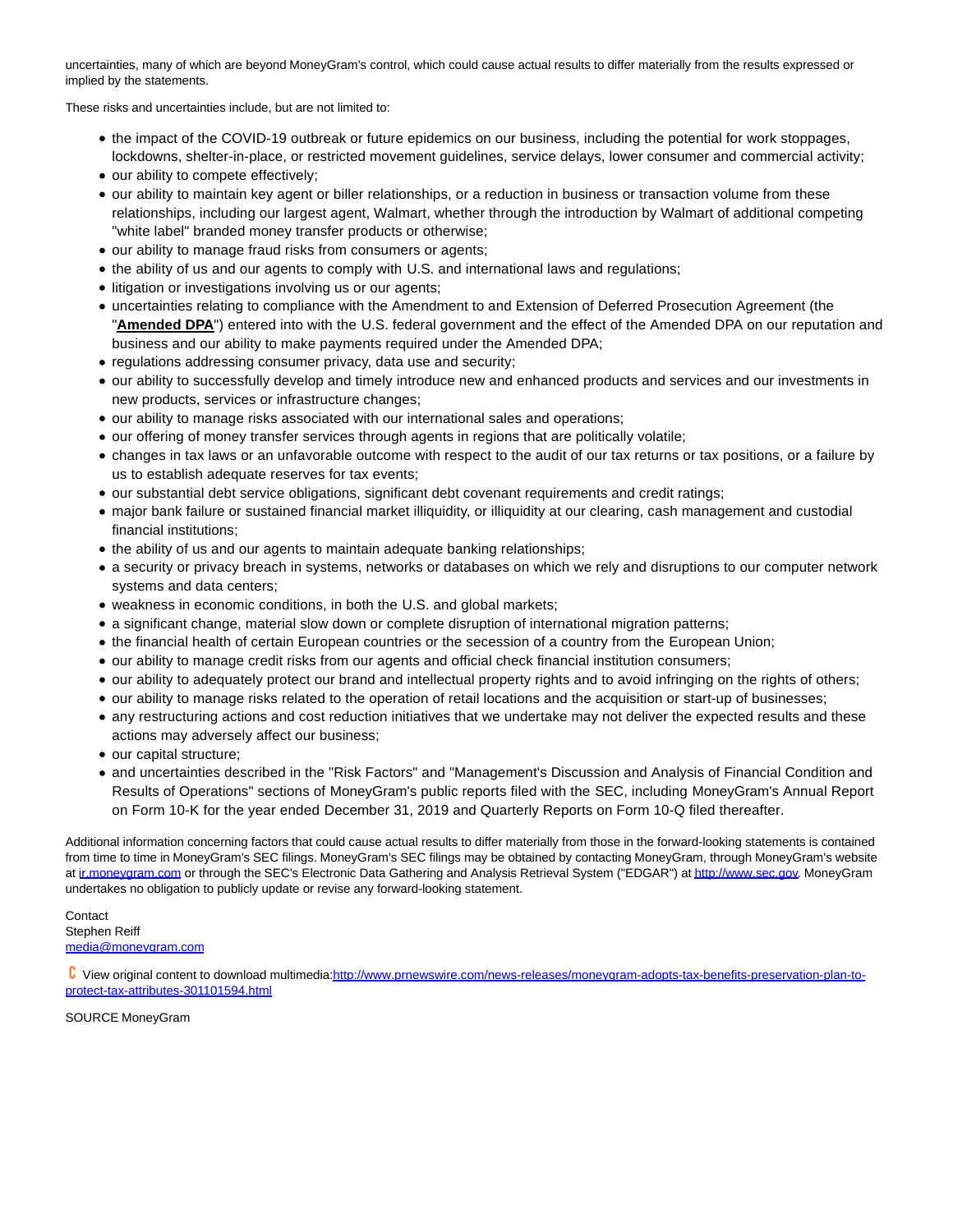uncertainties, many of which are beyond MoneyGram's control, which could cause actual results to differ materially from the results expressed or implied by the statements.

These risks and uncertainties include, but are not limited to:

- the impact of the COVID-19 outbreak or future epidemics on our business, including the potential for work stoppages, lockdowns, shelter-in-place, or restricted movement guidelines, service delays, lower consumer and commercial activity;
- our ability to compete effectively;
- our ability to maintain key agent or biller relationships, or a reduction in business or transaction volume from these relationships, including our largest agent, Walmart, whether through the introduction by Walmart of additional competing "white label" branded money transfer products or otherwise;
- our ability to manage fraud risks from consumers or agents;
- the ability of us and our agents to comply with U.S. and international laws and regulations;
- litigation or investigations involving us or our agents;
- uncertainties relating to compliance with the Amendment to and Extension of Deferred Prosecution Agreement (the "**Amended DPA**") entered into with the U.S. federal government and the effect of the Amended DPA on our reputation and business and our ability to make payments required under the Amended DPA;
- regulations addressing consumer privacy, data use and security;
- our ability to successfully develop and timely introduce new and enhanced products and services and our investments in new products, services or infrastructure changes;
- our ability to manage risks associated with our international sales and operations;
- our offering of money transfer services through agents in regions that are politically volatile;
- changes in tax laws or an unfavorable outcome with respect to the audit of our tax returns or tax positions, or a failure by us to establish adequate reserves for tax events;
- our substantial debt service obligations, significant debt covenant requirements and credit ratings;
- major bank failure or sustained financial market illiquidity, or illiquidity at our clearing, cash management and custodial financial institutions;
- the ability of us and our agents to maintain adequate banking relationships;
- a security or privacy breach in systems, networks or databases on which we rely and disruptions to our computer network systems and data centers;
- weakness in economic conditions, in both the U.S. and global markets;
- a significant change, material slow down or complete disruption of international migration patterns;
- the financial health of certain European countries or the secession of a country from the European Union;
- our ability to manage credit risks from our agents and official check financial institution consumers;
- our ability to adequately protect our brand and intellectual property rights and to avoid infringing on the rights of others;
- our ability to manage risks related to the operation of retail locations and the acquisition or start-up of businesses;
- any restructuring actions and cost reduction initiatives that we undertake may not deliver the expected results and these actions may adversely affect our business;
- our capital structure;
- and uncertainties described in the "Risk Factors" and "Management's Discussion and Analysis of Financial Condition and Results of Operations" sections of MoneyGram's public reports filed with the SEC, including MoneyGram's Annual Report on Form 10-K for the year ended December 31, 2019 and Quarterly Reports on Form 10-Q filed thereafter.

Additional information concerning factors that could cause actual results to differ materially from those in the forward-looking statements is contained from time to time in MoneyGram's SEC filings. MoneyGram's SEC filings may be obtained by contacting MoneyGram, through MoneyGram's website at ir.moneygram.com or through the SEC's Electronic Data Gathering and Analysis Retrieval System ("EDGAR") at http://www.sec.gov. MoneyGram undertakes no obligation to publicly update or revise any forward-looking statement.

Contact
Stephen Reiff
media@moneygram.com

View original content to download multimedia:http://www.prnewswire.com/news-releases/moneygram-adopts-tax-benefits-preservation-plan-to-protect-tax-attributes-301101594.html

SOURCE MoneyGram